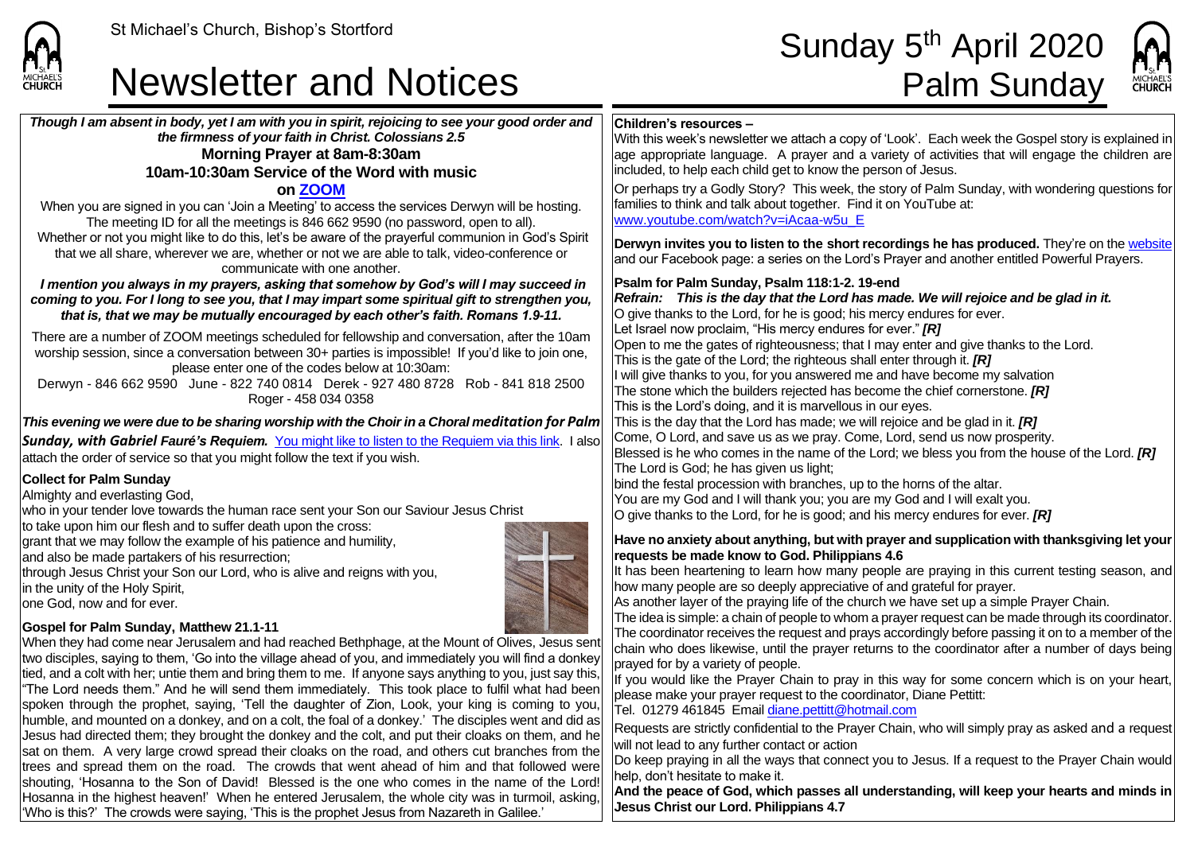St Michael's Church, Bishop's Stortford

# Newsletter and Notices

# Sunday 5th April 2020 Palm Sunday

***Though I am absent in body, yet I am with you in spirit, rejoicing to see your good order and the firmness of your faith in Christ. Colossians 2.5***

**Morning Prayer at 8am-8:30am**

**10am-10:30am Service of the Word with music**

**on ZOOM**

When you are signed in you can 'Join a Meeting' to access the services Derwyn will be hosting. The meeting ID for all the meetings is 846 662 9590 (no password, open to all).

Whether or not you might like to do this, let's be aware of the prayerful communion in God's Spirit that we all share, wherever we are, whether or not we are able to talk, video-conference or communicate with one another.

***I mention you always in my prayers, asking that somehow by God's will I may succeed in coming to you. For I long to see you, that I may impart some spiritual gift to strengthen you, that is, that we may be mutually encouraged by each other's faith. Romans 1.9-11.***

There are a number of ZOOM meetings scheduled for fellowship and conversation, after the 10am worship session, since a conversation between 30+ parties is impossible! If you'd like to join one, please enter one of the codes below at 10:30am:

Derwyn - 846 662 9590 June - 822 740 0814 Derek - 927 480 8728 Rob - 841 818 2500 Roger - 458 034 0358

***This evening we were due to be sharing worship with the Choir in a Choral meditation for Palm Sunday, with Gabriel Fauré's Requiem.*** You might like to listen to the Requiem via this link. I also attach the order of service so that you might follow the text if you wish.

**Collect for Palm Sunday**

Almighty and everlasting God,
who in your tender love towards the human race sent your Son our Saviour Jesus Christ
to take upon him our flesh and to suffer death upon the cross:
grant that we may follow the example of his patience and humility,
and also be made partakers of his resurrection;
through Jesus Christ your Son our Lord, who is alive and reigns with you,
in the unity of the Holy Spirit,
one God, now and for ever.

**Gospel for Palm Sunday, Matthew 21.1-11**

When they had come near Jerusalem and had reached Bethphage, at the Mount of Olives, Jesus sent two disciples, saying to them, 'Go into the village ahead of you, and immediately you will find a donkey tied, and a colt with her; untie them and bring them to me. If anyone says anything to you, just say this, "The Lord needs them." And he will send them immediately. This took place to fulfil what had been spoken through the prophet, saying, 'Tell the daughter of Zion, Look, your king is coming to you, humble, and mounted on a donkey, and on a colt, the foal of a donkey.' The disciples went and did as Jesus had directed them; they brought the donkey and the colt, and put their cloaks on them, and he sat on them. A very large crowd spread their cloaks on the road, and others cut branches from the trees and spread them on the road. The crowds that went ahead of him and that followed were shouting, 'Hosanna to the Son of David! Blessed is the one who comes in the name of the Lord! Hosanna in the highest heaven!' When he entered Jerusalem, the whole city was in turmoil, asking, 'Who is this?' The crowds were saying, 'This is the prophet Jesus from Nazareth in Galilee.'

**Children's resources –**

With this week's newsletter we attach a copy of 'Look'. Each week the Gospel story is explained in age appropriate language. A prayer and a variety of activities that will engage the children are included, to help each child get to know the person of Jesus.

Or perhaps try a Godly Story? This week, the story of Palm Sunday, with wondering questions for families to think and talk about together. Find it on YouTube at:
www.youtube.com/watch?v=iAcaa-w5u_E

**Derwyn invites you to listen to the short recordings he has produced.** They're on the website and our Facebook page: a series on the Lord's Prayer and another entitled Powerful Prayers.

**Psalm for Palm Sunday, Psalm 118:1-2. 19-end**

***Refrain: This is the day that the Lord has made. We will rejoice and be glad in it.***

O give thanks to the Lord, for he is good; his mercy endures for ever.
Let Israel now proclaim, "His mercy endures for ever." ***[R]***
Open to me the gates of righteousness; that I may enter and give thanks to the Lord.
This is the gate of the Lord; the righteous shall enter through it. ***[R]***
I will give thanks to you, for you answered me and have become my salvation
The stone which the builders rejected has become the chief cornerstone. ***[R]***
This is the Lord's doing, and it is marvellous in our eyes.
This is the day that the Lord has made; we will rejoice and be glad in it. ***[R]***
Come, O Lord, and save us as we pray. Come, Lord, send us now prosperity.
Blessed is he who comes in the name of the Lord; we bless you from the house of the Lord. ***[R]***
The Lord is God; he has given us light;
bind the festal procession with branches, up to the horns of the altar.
You are my God and I will thank you; you are my God and I will exalt you.
O give thanks to the Lord, for he is good; and his mercy endures for ever. ***[R]***

**Have no anxiety about anything, but with prayer and supplication with thanksgiving let your requests be made know to God. Philippians 4.6**

It has been heartening to learn how many people are praying in this current testing season, and how many people are so deeply appreciative of and grateful for prayer.

As another layer of the praying life of the church we have set up a simple Prayer Chain.

The idea is simple: a chain of people to whom a prayer request can be made through its coordinator. The coordinator receives the request and prays accordingly before passing it on to a member of the chain who does likewise, until the prayer returns to the coordinator after a number of days being prayed for by a variety of people.

If you would like the Prayer Chain to pray in this way for some concern which is on your heart, please make your prayer request to the coordinator, Diane Pettitt:

Tel. 01279 461845 Email diane.pettitt@hotmail.com

Requests are strictly confidential to the Prayer Chain, who will simply pray as asked and a request will not lead to any further contact or action

Do keep praying in all the ways that connect you to Jesus. If a request to the Prayer Chain would help, don't hesitate to make it.

**And the peace of God, which passes all understanding, will keep your hearts and minds in Jesus Christ our Lord. Philippians 4.7**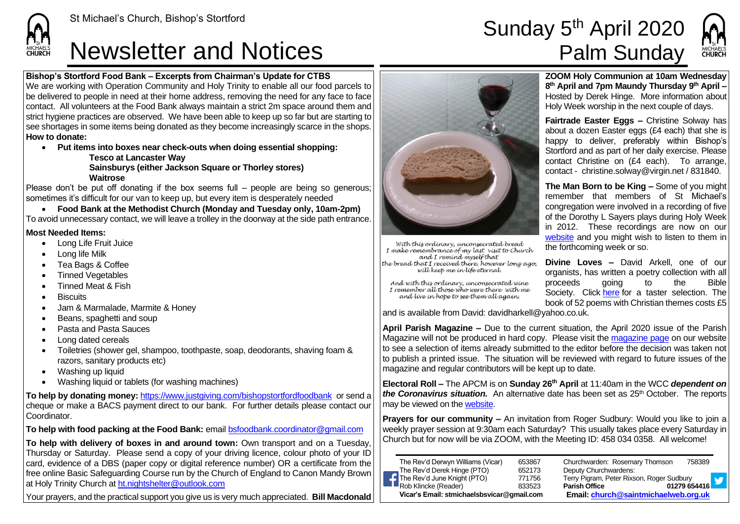St Michael's Church, Bishop's Stortford

# Newsletter and Notices

# Sunday 5th April 2020 Palm Sunday

**Bishop's Stortford Food Bank – Excerpts from Chairman's Update for CTBS**

We are working with Operation Community and Holy Trinity to enable all our food parcels to be delivered to people in need at their home address, removing the need for any face to face contact. All volunteers at the Food Bank always maintain a strict 2m space around them and strict hygiene practices are observed. We have been able to keep up so far but are starting to see shortages in some items being donated as they become increasingly scarce in the shops.

**How to donate:**

- **Put items into boxes near check-outs when doing essential shopping:**
  **Tesco at Lancaster Way**
  **Sainsburys (either Jackson Square or Thorley stores)**
  **Waitrose**

Please don't be put off donating if the box seems full – people are being so generous; sometimes it's difficult for our van to keep up, but every item is desperately needed

- **Food Bank at the Methodist Church (Monday and Tuesday only, 10am-2pm)**

To avoid unnecessary contact, we will leave a trolley in the doorway at the side path entrance.

**Most Needed Items:**

- Long Life Fruit Juice
- Long life Milk
- Tea Bags & Coffee
- Tinned Vegetables
- Tinned Meat & Fish
- Biscuits
- Jam & Marmalade, Marmite & Honey
- Beans, spaghetti and soup
- Pasta and Pasta Sauces
- Long dated cereals
- Toiletries (shower gel, shampoo, toothpaste, soap, deodorants, shaving foam & razors, sanitary products etc)
- Washing up liquid
- Washing liquid or tablets (for washing machines)

**To help by donating money:** https://www.justgiving.com/bishopstortfordfoodbank or send a cheque or make a BACS payment direct to our bank. For further details please contact our Coordinator.

**To help with food packing at the Food Bank:** email bsfoodbank.coordinator@gmail.com

**To help with delivery of boxes in and around town:** Own transport and on a Tuesday, Thursday or Saturday. Please send a copy of your driving licence, colour photo of your ID card, evidence of a DBS (paper copy or digital reference number) OR a certificate from the free online Basic Safeguarding Course run by the Church of England to Canon Mandy Brown at Holy Trinity Church at ht.nightshelter@outlook.com

Your prayers, and the practical support you give us is very much appreciated. **Bill Macdonald**

*With this ordinary, unconsecrated bread*
*I make remembrance of my last visit to Church*
*and I remind myself that*
*the bread that I received there, however long ago,*
*will keep me in life eternal.*

*And with this ordinary, unconsecrated wine*
*I remember all those who were there with me*
*and live in hope to see them all again.*

**ZOOM Holy Communion at 10am Wednesday 8th April and 7pm Maundy Thursday 9th April –** Hosted by Derek Hinge. More information about Holy Week worship in the next couple of days.

**Fairtrade Easter Eggs –** Christine Solway has about a dozen Easter eggs (£4 each) that she is happy to deliver, preferably within Bishop's Stortford and as part of her daily exercise. Please contact Christine on (£4 each). To arrange, contact - christine.solway@virgin.net / 831840.

**The Man Born to be King –** Some of you might remember that members of St Michael's congregation were involved in a recording of five of the Dorothy L Sayers plays during Holy Week in 2012. These recordings are now on our website and you might wish to listen to them in the forthcoming week or so.

**Divine Loves –** David Arkell, one of our organists, has written a poetry collection with all proceeds going to the Bible Society. Click here for a taster selection. The book of 52 poems with Christian themes costs £5 and is available from David: davidharkell@yahoo.co.uk.

**April Parish Magazine –** Due to the current situation, the April 2020 issue of the Parish Magazine will not be produced in hard copy. Please visit the magazine page on our website to see a selection of items already submitted to the editor before the decision was taken not to publish a printed issue. The situation will be reviewed with regard to future issues of the magazine and regular contributors will be kept up to date.

**Electoral Roll –** The APCM is on **Sunday 26th April** at 11:40am in the WCC ***dependent on the Coronavirus situation.*** An alternative date has been set as 25th October. The reports may be viewed on the website.

**Prayers for our community –** An invitation from Roger Sudbury: Would you like to join a weekly prayer session at 9:30am each Saturday? This usually takes place every Saturday in Church but for now will be via ZOOM, with the Meeting ID: 458 034 0358. All welcome!

| | | | |
|---|---|---|---|
| The Rev'd Derwyn Williams (Vicar) | 653867 | Churchwarden: Rosemary Thomson | 758389 |
| The Rev'd Derek Hinge (PTO) | 652173 | Deputy Churchwardens: | |
| The Rev'd June Knight (PTO) | 771756 | Terry Pigram, Peter Rixson, Roger Sudbury | |
| Rob Klincke (Reader) | 833523 | **Parish Office** | **01279 654416** |
| **Vicar's Email: stmichaelsbsvicar@gmail.com** | | **Email: church@saintmichaelweb.org.uk** | |